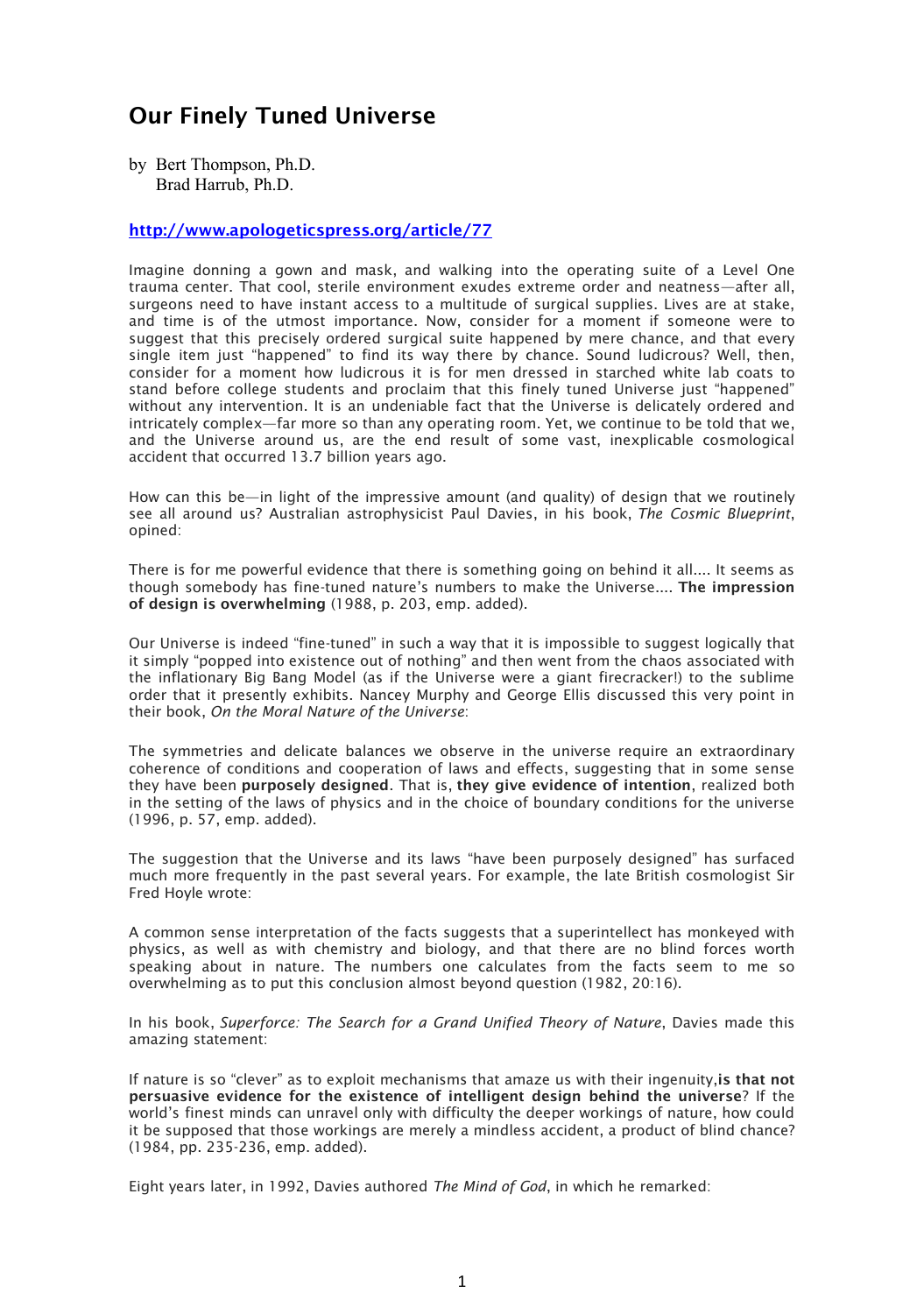# Our Finely Tuned Universe

by Bert Thompson, Ph.D.
Brad Harrub, Ph.D.

**http://www.apologeticspress.org/article/77**

Imagine donning a gown and mask, and walking into the operating suite of a Level One trauma center. That cool, sterile environment exudes extreme order and neatness—after all, surgeons need to have instant access to a multitude of surgical supplies. Lives are at stake, and time is of the utmost importance. Now, consider for a moment if someone were to suggest that this precisely ordered surgical suite happened by mere chance, and that every single item just "happened" to find its way there by chance. Sound ludicrous? Well, then, consider for a moment how ludicrous it is for men dressed in starched white lab coats to stand before college students and proclaim that this finely tuned Universe just "happened" without any intervention. It is an undeniable fact that the Universe is delicately ordered and intricately complex—far more so than any operating room. Yet, we continue to be told that we, and the Universe around us, are the end result of some vast, inexplicable cosmological accident that occurred 13.7 billion years ago.

How can this be—in light of the impressive amount (and quality) of design that we routinely see all around us? Australian astrophysicist Paul Davies, in his book, *The Cosmic Blueprint*, opined:

There is for me powerful evidence that there is something going on behind it all.... It seems as though somebody has fine-tuned nature's numbers to make the Universe.... **The impression of design is overwhelming** (1988, p. 203, emp. added).

Our Universe is indeed "fine-tuned" in such a way that it is impossible to suggest logically that it simply "popped into existence out of nothing" and then went from the chaos associated with the inflationary Big Bang Model (as if the Universe were a giant firecracker!) to the sublime order that it presently exhibits. Nancey Murphy and George Ellis discussed this very point in their book, *On the Moral Nature of the Universe*:

The symmetries and delicate balances we observe in the universe require an extraordinary coherence of conditions and cooperation of laws and effects, suggesting that in some sense they have been **purposely designed**. That is, **they give evidence of intention**, realized both in the setting of the laws of physics and in the choice of boundary conditions for the universe (1996, p. 57, emp. added).

The suggestion that the Universe and its laws "have been purposely designed" has surfaced much more frequently in the past several years. For example, the late British cosmologist Sir Fred Hoyle wrote:

A common sense interpretation of the facts suggests that a superintellect has monkeyed with physics, as well as with chemistry and biology, and that there are no blind forces worth speaking about in nature. The numbers one calculates from the facts seem to me so overwhelming as to put this conclusion almost beyond question (1982, 20:16).

In his book, *Superforce: The Search for a Grand Unified Theory of Nature*, Davies made this amazing statement:

If nature is so "clever" as to exploit mechanisms that amaze us with their ingenuity,**is that not persuasive evidence for the existence of intelligent design behind the universe**? If the world's finest minds can unravel only with difficulty the deeper workings of nature, how could it be supposed that those workings are merely a mindless accident, a product of blind chance? (1984, pp. 235-236, emp. added).

Eight years later, in 1992, Davies authored *The Mind of God*, in which he remarked: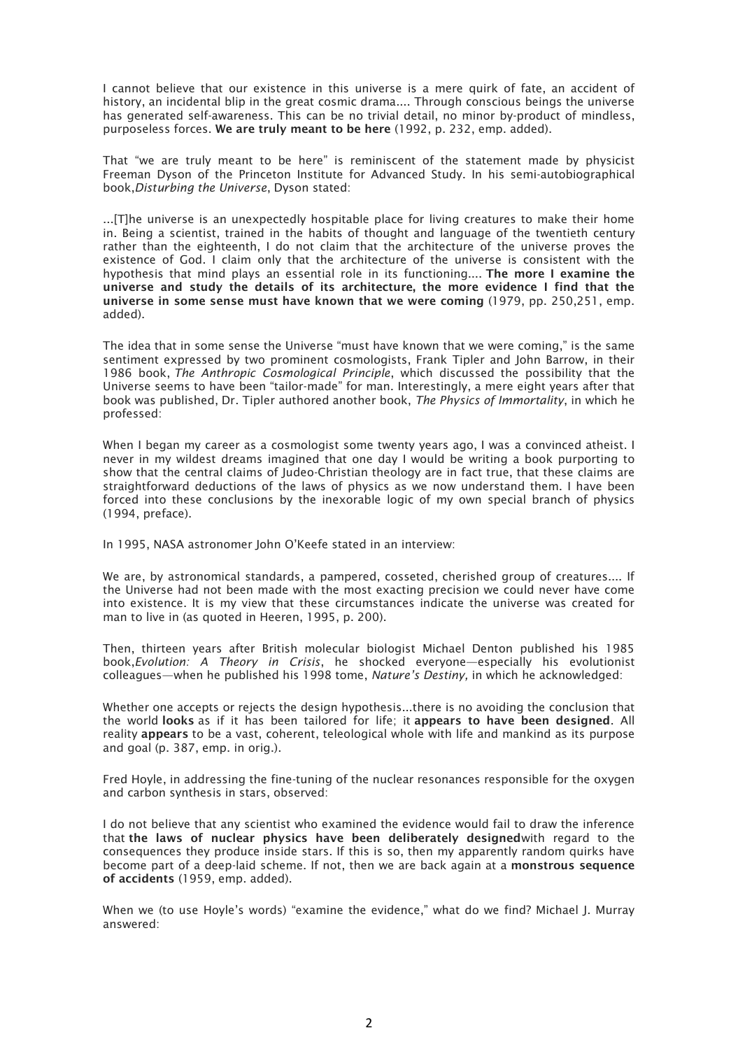I cannot believe that our existence in this universe is a mere quirk of fate, an accident of history, an incidental blip in the great cosmic drama.... Through conscious beings the universe has generated self-awareness. This can be no trivial detail, no minor by-product of mindless, purposeless forces. **We are truly meant to be here** (1992, p. 232, emp. added).

That "we are truly meant to be here" is reminiscent of the statement made by physicist Freeman Dyson of the Princeton Institute for Advanced Study. In his semi-autobiographical book,*Disturbing the Universe*, Dyson stated:

...[T]he universe is an unexpectedly hospitable place for living creatures to make their home in. Being a scientist, trained in the habits of thought and language of the twentieth century rather than the eighteenth, I do not claim that the architecture of the universe proves the existence of God. I claim only that the architecture of the universe is consistent with the hypothesis that mind plays an essential role in its functioning.... **The more I examine the universe and study the details of its architecture, the more evidence I find that the universe in some sense must have known that we were coming** (1979, pp. 250,251, emp. added).

The idea that in some sense the Universe "must have known that we were coming," is the same sentiment expressed by two prominent cosmologists, Frank Tipler and John Barrow, in their 1986 book, *The Anthropic Cosmological Principle*, which discussed the possibility that the Universe seems to have been "tailor-made" for man. Interestingly, a mere eight years after that book was published, Dr. Tipler authored another book, *The Physics of Immortality*, in which he professed:

When I began my career as a cosmologist some twenty years ago, I was a convinced atheist. I never in my wildest dreams imagined that one day I would be writing a book purporting to show that the central claims of Judeo-Christian theology are in fact true, that these claims are straightforward deductions of the laws of physics as we now understand them. I have been forced into these conclusions by the inexorable logic of my own special branch of physics (1994, preface).

In 1995, NASA astronomer John O'Keefe stated in an interview:

We are, by astronomical standards, a pampered, cosseted, cherished group of creatures.... If the Universe had not been made with the most exacting precision we could never have come into existence. It is my view that these circumstances indicate the universe was created for man to live in (as quoted in Heeren, 1995, p. 200).

Then, thirteen years after British molecular biologist Michael Denton published his 1985 book,*Evolution: A Theory in Crisis*, he shocked everyone—especially his evolutionist colleagues—when he published his 1998 tome, *Nature's Destiny,* in which he acknowledged:

Whether one accepts or rejects the design hypothesis...there is no avoiding the conclusion that the world **looks** as if it has been tailored for life; it **appears to have been designed**. All reality **appears** to be a vast, coherent, teleological whole with life and mankind as its purpose and goal (p. 387, emp. in orig.).

Fred Hoyle, in addressing the fine-tuning of the nuclear resonances responsible for the oxygen and carbon synthesis in stars, observed:

I do not believe that any scientist who examined the evidence would fail to draw the inference that **the laws of nuclear physics have been deliberately designed**with regard to the consequences they produce inside stars. If this is so, then my apparently random quirks have become part of a deep-laid scheme. If not, then we are back again at a **monstrous sequence of accidents** (1959, emp. added).

When we (to use Hoyle's words) "examine the evidence," what do we find? Michael J. Murray answered: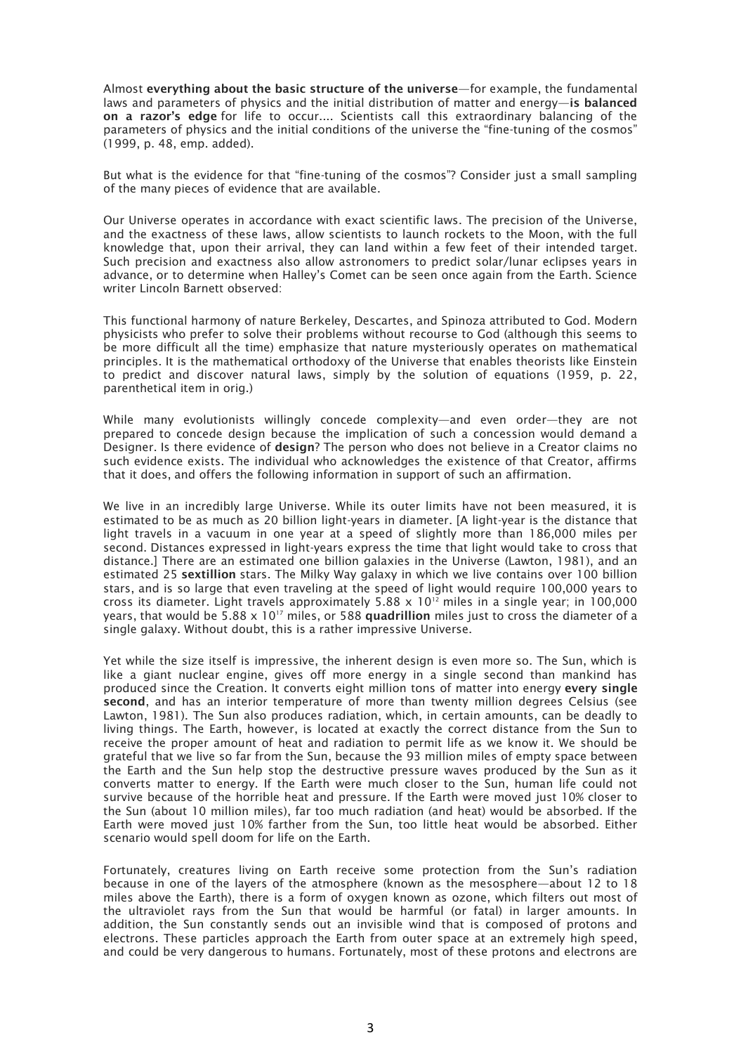Almost **everything about the basic structure of the universe**—for example, the fundamental laws and parameters of physics and the initial distribution of matter and energy—**is balanced on a razor's edge** for life to occur.... Scientists call this extraordinary balancing of the parameters of physics and the initial conditions of the universe the "fine-tuning of the cosmos" (1999, p. 48, emp. added).

But what is the evidence for that "fine-tuning of the cosmos"? Consider just a small sampling of the many pieces of evidence that are available.

Our Universe operates in accordance with exact scientific laws. The precision of the Universe, and the exactness of these laws, allow scientists to launch rockets to the Moon, with the full knowledge that, upon their arrival, they can land within a few feet of their intended target. Such precision and exactness also allow astronomers to predict solar/lunar eclipses years in advance, or to determine when Halley's Comet can be seen once again from the Earth. Science writer Lincoln Barnett observed:

This functional harmony of nature Berkeley, Descartes, and Spinoza attributed to God. Modern physicists who prefer to solve their problems without recourse to God (although this seems to be more difficult all the time) emphasize that nature mysteriously operates on mathematical principles. It is the mathematical orthodoxy of the Universe that enables theorists like Einstein to predict and discover natural laws, simply by the solution of equations (1959, p. 22, parenthetical item in orig.)

While many evolutionists willingly concede complexity—and even order—they are not prepared to concede design because the implication of such a concession would demand a Designer. Is there evidence of **design**? The person who does not believe in a Creator claims no such evidence exists. The individual who acknowledges the existence of that Creator, affirms that it does, and offers the following information in support of such an affirmation.

We live in an incredibly large Universe. While its outer limits have not been measured, it is estimated to be as much as 20 billion light-years in diameter. [A light-year is the distance that light travels in a vacuum in one year at a speed of slightly more than 186,000 miles per second. Distances expressed in light-years express the time that light would take to cross that distance.] There are an estimated one billion galaxies in the Universe (Lawton, 1981), and an estimated 25 **sextillion** stars. The Milky Way galaxy in which we live contains over 100 billion stars, and is so large that even traveling at the speed of light would require 100,000 to cross its diameter. Light travels approximately $5.88 \times 10^{12}$ miles in a single year; in 100,000 years, that would be $5.88 \times 10^{17}$ miles, or 588 **quadrillion** miles just to cross the diameter of a single galaxy. Without doubt, this is a rather impressive Universe.

Yet while the size itself is impressive, the inherent design is even more so. The Sun, which is like a giant nuclear engine, gives off more energy in a single second than mankind has produced since the Creation. It converts eight million tons of matter into energy **every single second**, and has an interior temperature of more than twenty million degrees Celsius (see Lawton, 1981). The Sun also produces radiation, which, in certain amounts, can be deadly to living things. The Earth, however, is located at exactly the correct distance from the Sun to receive the proper amount of heat and radiation to permit life as we know it. We should be grateful that we live so far from the Sun, because the 93 million miles of empty space between the Earth and the Sun help stop the destructive pressure waves produced by the Sun as it converts matter to energy. If the Earth were much closer to the Sun, human life could not survive because of the horrible heat and pressure. If the Earth were moved just 10% closer to the Sun (about 10 million miles), far too much radiation (and heat) would be absorbed. If the Earth were moved just 10% farther from the Sun, too little heat would be absorbed. Either scenario would spell doom for life on the Earth.

Fortunately, creatures living on Earth receive some protection from the Sun's radiation because in one of the layers of the atmosphere (known as the mesosphere—about 12 to 18 miles above the Earth), there is a form of oxygen known as ozone, which filters out most of the ultraviolet rays from the Sun that would be harmful (or fatal) in larger amounts. In addition, the Sun constantly sends out an invisible wind that is composed of protons and electrons. These particles approach the Earth from outer space at an extremely high speed, and could be very dangerous to humans. Fortunately, most of these protons and electrons are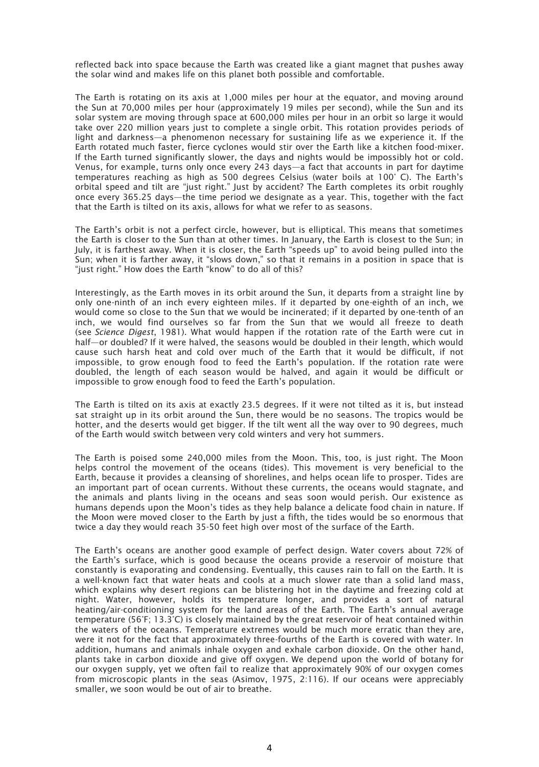reflected back into space because the Earth was created like a giant magnet that pushes away the solar wind and makes life on this planet both possible and comfortable.

The Earth is rotating on its axis at 1,000 miles per hour at the equator, and moving around the Sun at 70,000 miles per hour (approximately 19 miles per second), while the Sun and its solar system are moving through space at 600,000 miles per hour in an orbit so large it would take over 220 million years just to complete a single orbit. This rotation provides periods of light and darkness—a phenomenon necessary for sustaining life as we experience it. If the Earth rotated much faster, fierce cyclones would stir over the Earth like a kitchen food-mixer. If the Earth turned significantly slower, the days and nights would be impossibly hot or cold. Venus, for example, turns only once every 243 days—a fact that accounts in part for daytime temperatures reaching as high as 500 degrees Celsius (water boils at 100° C). The Earth's orbital speed and tilt are "just right." Just by accident? The Earth completes its orbit roughly once every 365.25 days—the time period we designate as a year. This, together with the fact that the Earth is tilted on its axis, allows for what we refer to as seasons.

The Earth's orbit is not a perfect circle, however, but is elliptical. This means that sometimes the Earth is closer to the Sun than at other times. In January, the Earth is closest to the Sun; in July, it is farthest away. When it is closer, the Earth "speeds up" to avoid being pulled into the Sun; when it is farther away, it "slows down," so that it remains in a position in space that is "just right." How does the Earth "know" to do all of this?

Interestingly, as the Earth moves in its orbit around the Sun, it departs from a straight line by only one-ninth of an inch every eighteen miles. If it departed by one-eighth of an inch, we would come so close to the Sun that we would be incinerated; if it departed by one-tenth of an inch, we would find ourselves so far from the Sun that we would all freeze to death (see *Science Digest*, 1981). What would happen if the rotation rate of the Earth were cut in half—or doubled? If it were halved, the seasons would be doubled in their length, which would cause such harsh heat and cold over much of the Earth that it would be difficult, if not impossible, to grow enough food to feed the Earth's population. If the rotation rate were doubled, the length of each season would be halved, and again it would be difficult or impossible to grow enough food to feed the Earth's population.

The Earth is tilted on its axis at exactly 23.5 degrees. If it were not tilted as it is, but instead sat straight up in its orbit around the Sun, there would be no seasons. The tropics would be hotter, and the deserts would get bigger. If the tilt went all the way over to 90 degrees, much of the Earth would switch between very cold winters and very hot summers.

The Earth is poised some 240,000 miles from the Moon. This, too, is just right. The Moon helps control the movement of the oceans (tides). This movement is very beneficial to the Earth, because it provides a cleansing of shorelines, and helps ocean life to prosper. Tides are an important part of ocean currents. Without these currents, the oceans would stagnate, and the animals and plants living in the oceans and seas soon would perish. Our existence as humans depends upon the Moon's tides as they help balance a delicate food chain in nature. If the Moon were moved closer to the Earth by just a fifth, the tides would be so enormous that twice a day they would reach 35-50 feet high over most of the surface of the Earth.

The Earth's oceans are another good example of perfect design. Water covers about 72% of the Earth's surface, which is good because the oceans provide a reservoir of moisture that constantly is evaporating and condensing. Eventually, this causes rain to fall on the Earth. It is a well-known fact that water heats and cools at a much slower rate than a solid land mass, which explains why desert regions can be blistering hot in the daytime and freezing cold at night. Water, however, holds its temperature longer, and provides a sort of natural heating/air-conditioning system for the land areas of the Earth. The Earth's annual average temperature (56°F; 13.3°C) is closely maintained by the great reservoir of heat contained within the waters of the oceans. Temperature extremes would be much more erratic than they are, were it not for the fact that approximately three-fourths of the Earth is covered with water. In addition, humans and animals inhale oxygen and exhale carbon dioxide. On the other hand, plants take in carbon dioxide and give off oxygen. We depend upon the world of botany for our oxygen supply, yet we often fail to realize that approximately 90% of our oxygen comes from microscopic plants in the seas (Asimov, 1975, 2:116). If our oceans were appreciably smaller, we soon would be out of air to breathe.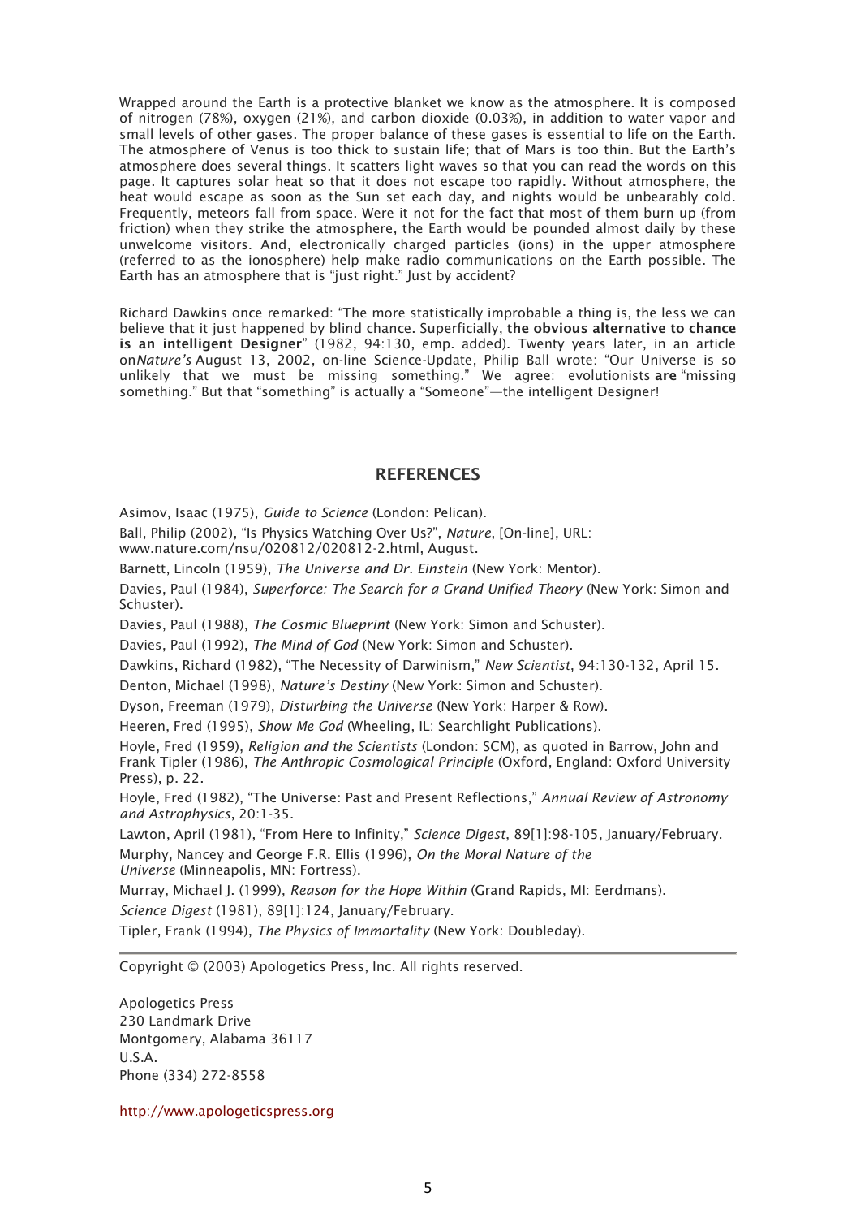Wrapped around the Earth is a protective blanket we know as the atmosphere. It is composed of nitrogen (78%), oxygen (21%), and carbon dioxide (0.03%), in addition to water vapor and small levels of other gases. The proper balance of these gases is essential to life on the Earth. The atmosphere of Venus is too thick to sustain life; that of Mars is too thin. But the Earth's atmosphere does several things. It scatters light waves so that you can read the words on this page. It captures solar heat so that it does not escape too rapidly. Without atmosphere, the heat would escape as soon as the Sun set each day, and nights would be unbearably cold. Frequently, meteors fall from space. Were it not for the fact that most of them burn up (from friction) when they strike the atmosphere, the Earth would be pounded almost daily by these unwelcome visitors. And, electronically charged particles (ions) in the upper atmosphere (referred to as the ionosphere) help make radio communications on the Earth possible. The Earth has an atmosphere that is "just right." Just by accident?

Richard Dawkins once remarked: "The more statistically improbable a thing is, the less we can believe that it just happened by blind chance. Superficially, **the obvious alternative to chance is an intelligent Designer**" (1982, 94:130, emp. added). Twenty years later, in an article on*Nature's* August 13, 2002, on-line Science-Update, Philip Ball wrote: "Our Universe is so unlikely that we must be missing something." We agree: evolutionists **are** "missing something." But that "something" is actually a "Someone"—the intelligent Designer!

## REFERENCES

Asimov, Isaac (1975), *Guide to Science* (London: Pelican).

Ball, Philip (2002), "Is Physics Watching Over Us?", *Nature*, [On-line], URL: www.nature.com/nsu/020812/020812-2.html, August.

Barnett, Lincoln (1959), *The Universe and Dr. Einstein* (New York: Mentor).

Davies, Paul (1984), *Superforce: The Search for a Grand Unified Theory* (New York: Simon and Schuster).

Davies, Paul (1988), *The Cosmic Blueprint* (New York: Simon and Schuster).

Davies, Paul (1992), *The Mind of God* (New York: Simon and Schuster).

Dawkins, Richard (1982), "The Necessity of Darwinism," *New Scientist*, 94:130-132, April 15.

Denton, Michael (1998), *Nature's Destiny* (New York: Simon and Schuster).

Dyson, Freeman (1979), *Disturbing the Universe* (New York: Harper & Row).

Heeren, Fred (1995), *Show Me God* (Wheeling, IL: Searchlight Publications).

Hoyle, Fred (1959), *Religion and the Scientists* (London: SCM), as quoted in Barrow, John and Frank Tipler (1986), *The Anthropic Cosmological Principle* (Oxford, England: Oxford University Press), p. 22.

Hoyle, Fred (1982), "The Universe: Past and Present Reflections," *Annual Review of Astronomy and Astrophysics*, 20:1-35.

Lawton, April (1981), "From Here to Infinity," *Science Digest*, 89[1]:98-105, January/February.

Murphy, Nancey and George F.R. Ellis (1996), *On the Moral Nature of the Universe* (Minneapolis, MN: Fortress).

Murray, Michael J. (1999), *Reason for the Hope Within* (Grand Rapids, MI: Eerdmans).

*Science Digest* (1981), 89[1]:124, January/February.

Tipler, Frank (1994), *The Physics of Immortality* (New York: Doubleday).

---

Copyright © (2003) Apologetics Press, Inc. All rights reserved.

Apologetics Press
230 Landmark Drive
Montgomery, Alabama 36117
U.S.A.
Phone (334) 272-8558

http://www.apologeticspress.org